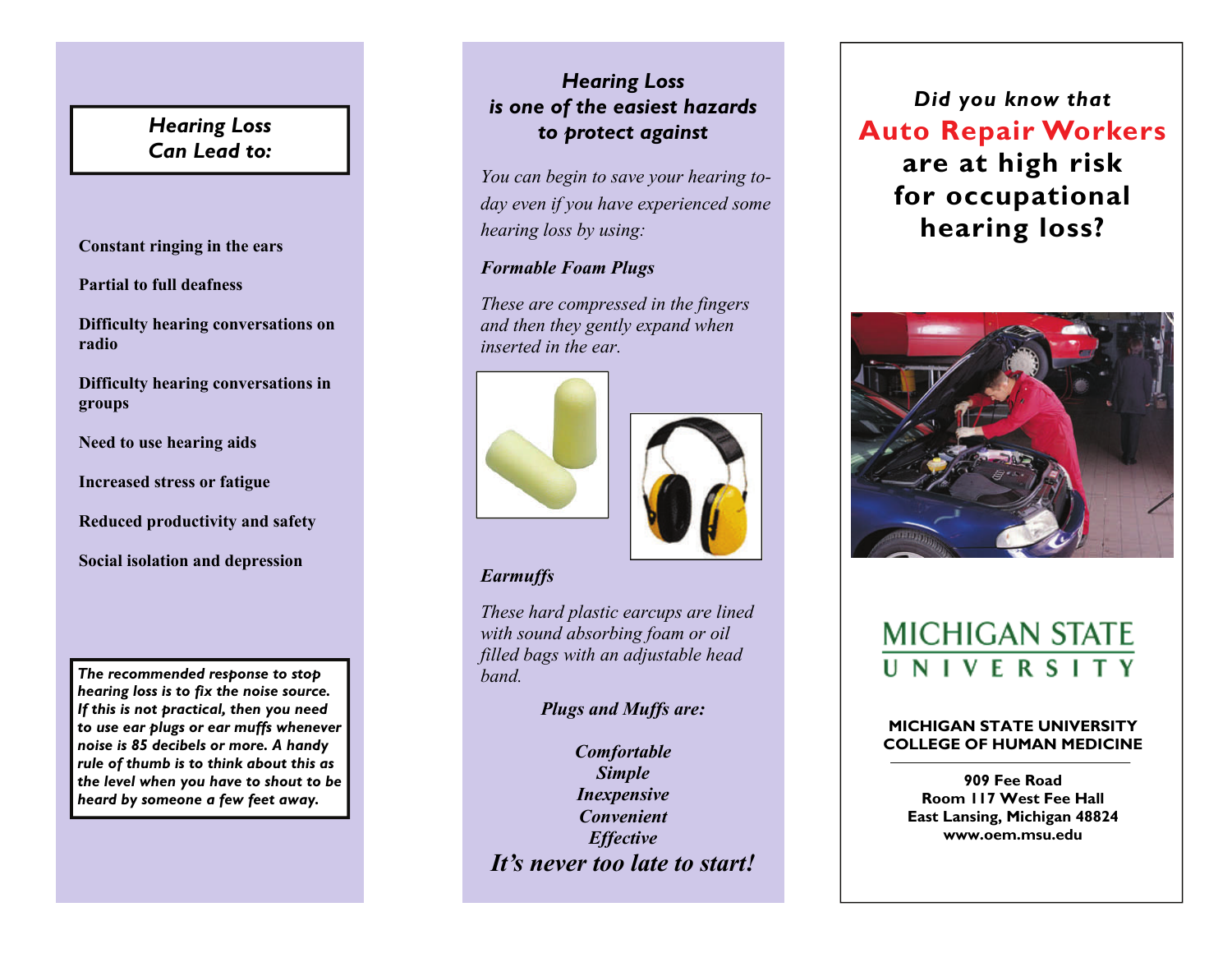## Hearing Loss Can Lead to:

- Constant ringing in the ears
- Partial to full deafness
- Difficulty hearing conversations on radio
- Difficulty hearing conversations in groups
- Need to use hearing aids
- Increased stress or fatigue
- Reduced productivity and safety
- Social isolation and depression

***The recommended response to stop hearing loss is to fix the noise source. If this is not practical, then you need to use ear plugs or ear muffs whenever noise is 85 decibels or more. A handy rule of thumb is to think about this as the level when you have to shout to be heard by someone a few feet away.***

## Hearing Loss is one of the easiest hazards to protect against

*You can begin to save your hearing today even if you have experienced some hearing loss by using:*

***Formable Foam Plugs***

*These are compressed in the fingers and then they gently expand when inserted in the ear.*

***Earmuffs***

*These hard plastic earcups are lined with sound absorbing foam or oil filled bags with an adjustable head band.*

***Plugs and Muffs are:***

***Comfortable***
***Simple***
***Inexpensive***
***Convenient***
***Effective***

***It's never too late to start!***

# *Did you know that* Auto Repair Workers are at high risk for occupational hearing loss?

MICHIGAN STATE UNIVERSITY

**MICHIGAN STATE UNIVERSITY**
**COLLEGE OF HUMAN MEDICINE**

**909 Fee Road**
**Room 117 West Fee Hall**
**East Lansing, Michigan 48824**
**www.oem.msu.edu**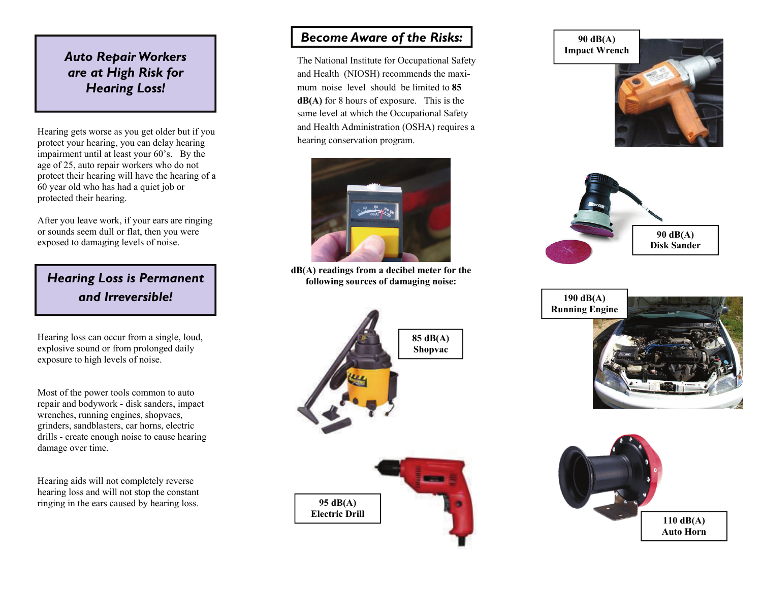## *Auto Repair Workers are at High Risk for Hearing Loss!*

Hearing gets worse as you get older but if you protect your hearing, you can delay hearing impairment until at least your 60's. By the age of 25, auto repair workers who do not protect their hearing will have the hearing of a 60 year old who has had a quiet job or protected their hearing.

After you leave work, if your ears are ringing or sounds seem dull or flat, then you were exposed to damaging levels of noise.

## *Hearing Loss is Permanent and Irreversible!*

Hearing loss can occur from a single, loud, explosive sound or from prolonged daily exposure to high levels of noise.

Most of the power tools common to auto repair and bodywork - disk sanders, impact wrenches, running engines, shopvacs, grinders, sandblasters, car horns, electric drills - create enough noise to cause hearing damage over time.

Hearing aids will not completely reverse hearing loss and will not stop the constant ringing in the ears caused by hearing loss.

## *Become Aware of the Risks:*

The National Institute for Occupational Safety and Health (NIOSH) recommends the maximum noise level should be limited to **85 dB(A)** for 8 hours of exposure. This is the same level at which the Occupational Safety and Health Administration (OSHA) requires a hearing conservation program.

**dB(A) readings from a decibel meter for the following sources of damaging noise:**

**85 dB(A) Shopvac**

**95 dB(A) Electric Drill**

**90 dB(A) Impact Wrench**

**90 dB(A) Disk Sander**

**190 dB(A) Running Engine**

**110 dB(A) Auto Horn**